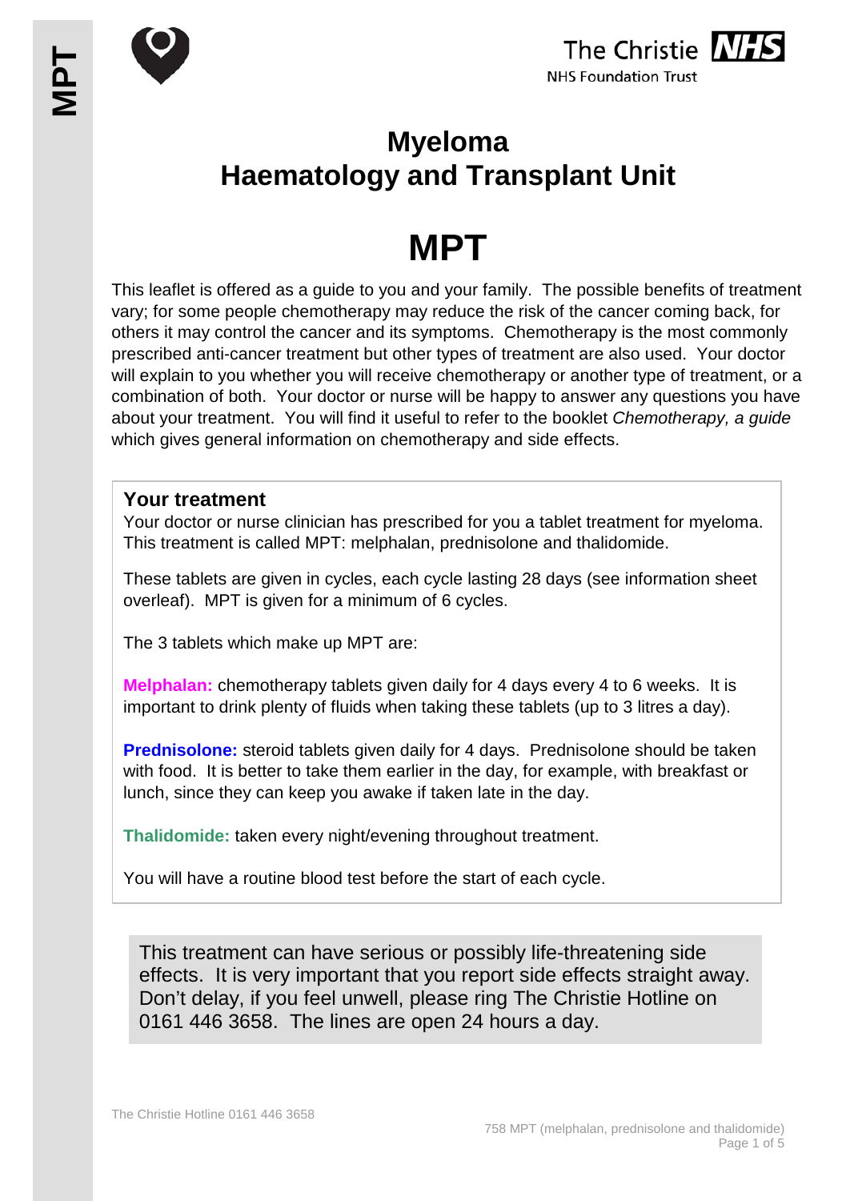The Christie NHS Foundation Trust

# Myeloma
# Haematology and Transplant Unit

# MPT

This leaflet is offered as a guide to you and your family. The possible benefits of treatment vary; for some people chemotherapy may reduce the risk of the cancer coming back, for others it may control the cancer and its symptoms. Chemotherapy is the most commonly prescribed anti-cancer treatment but other types of treatment are also used. Your doctor will explain to you whether you will receive chemotherapy or another type of treatment, or a combination of both. Your doctor or nurse will be happy to answer any questions you have about your treatment. You will find it useful to refer to the booklet *Chemotherapy, a guide* which gives general information on chemotherapy and side effects.

## Your treatment

Your doctor or nurse clinician has prescribed for you a tablet treatment for myeloma. This treatment is called MPT: melphalan, prednisolone and thalidomide.

These tablets are given in cycles, each cycle lasting 28 days (see information sheet overleaf). MPT is given for a minimum of 6 cycles.

The 3 tablets which make up MPT are:

**Melphalan:** chemotherapy tablets given daily for 4 days every 4 to 6 weeks. It is important to drink plenty of fluids when taking these tablets (up to 3 litres a day).

**Prednisolone:** steroid tablets given daily for 4 days. Prednisolone should be taken with food. It is better to take them earlier in the day, for example, with breakfast or lunch, since they can keep you awake if taken late in the day.

**Thalidomide:** taken every night/evening throughout treatment.

You will have a routine blood test before the start of each cycle.

This treatment can have serious or possibly life-threatening side effects. It is very important that you report side effects straight away. Don't delay, if you feel unwell, please ring The Christie Hotline on 0161 446 3658. The lines are open 24 hours a day.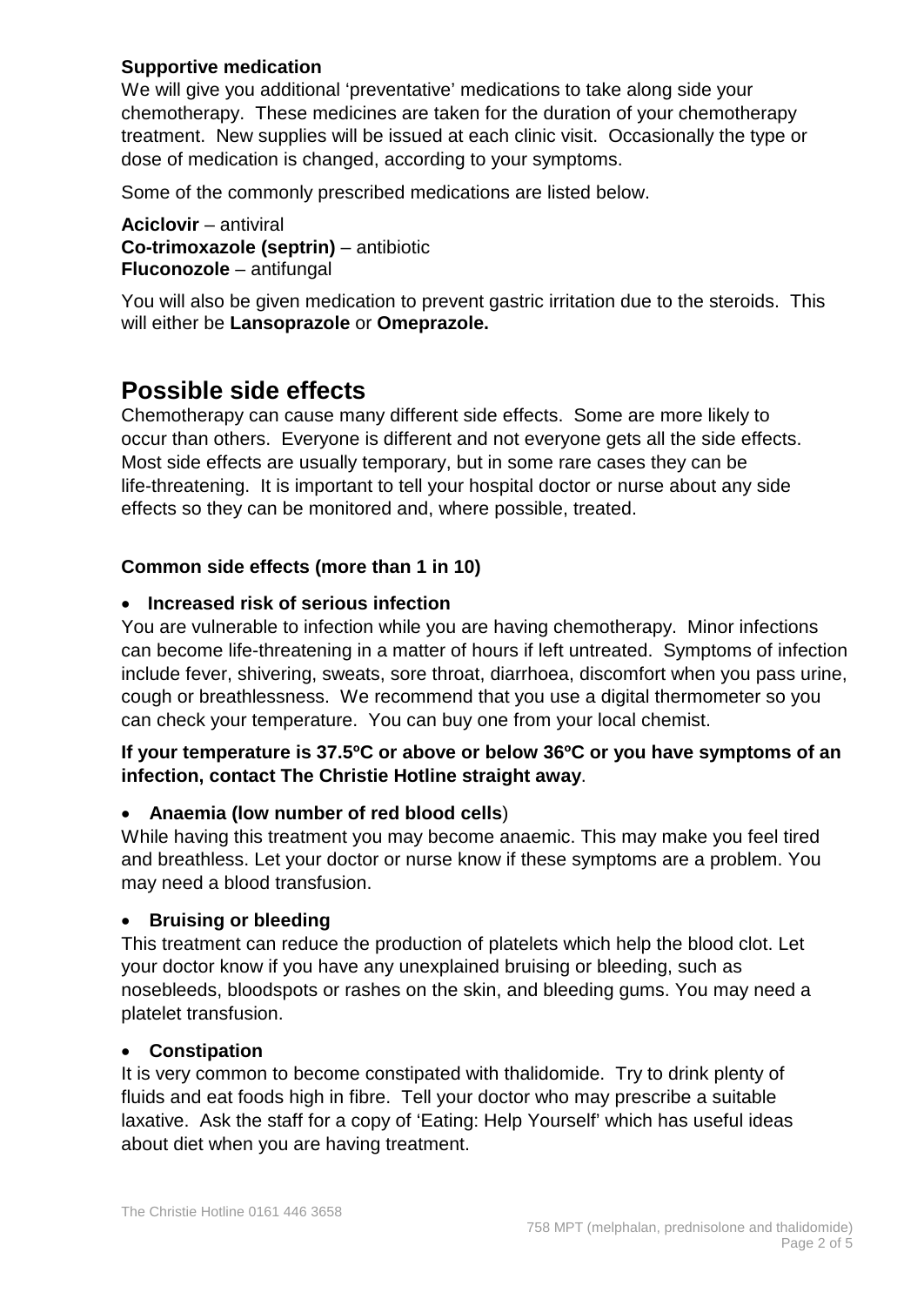**Supportive medication**

We will give you additional 'preventative' medications to take along side your chemotherapy. These medicines are taken for the duration of your chemotherapy treatment. New supplies will be issued at each clinic visit. Occasionally the type or dose of medication is changed, according to your symptoms.

Some of the commonly prescribed medications are listed below.

**Aciclovir** – antiviral
**Co-trimoxazole (septrin)** – antibiotic
**Fluconozole** – antifungal

You will also be given medication to prevent gastric irritation due to the steroids. This will either be **Lansoprazole** or **Omeprazole.**

# Possible side effects

Chemotherapy can cause many different side effects. Some are more likely to occur than others. Everyone is different and not everyone gets all the side effects. Most side effects are usually temporary, but in some rare cases they can be life-threatening. It is important to tell your hospital doctor or nurse about any side effects so they can be monitored and, where possible, treated.

### Common side effects (more than 1 in 10)

- **Increased risk of serious infection**

You are vulnerable to infection while you are having chemotherapy. Minor infections can become life-threatening in a matter of hours if left untreated. Symptoms of infection include fever, shivering, sweats, sore throat, diarrhoea, discomfort when you pass urine, cough or breathlessness. We recommend that you use a digital thermometer so you can check your temperature. You can buy one from your local chemist.

**If your temperature is 37.5ºC or above or below 36ºC or you have symptoms of an infection, contact The Christie Hotline straight away**.

- **Anaemia (low number of red blood cells**)

While having this treatment you may become anaemic. This may make you feel tired and breathless. Let your doctor or nurse know if these symptoms are a problem. You may need a blood transfusion.

- **Bruising or bleeding**

This treatment can reduce the production of platelets which help the blood clot. Let your doctor know if you have any unexplained bruising or bleeding, such as nosebleeds, bloodspots or rashes on the skin, and bleeding gums. You may need a platelet transfusion.

- **Constipation**

It is very common to become constipated with thalidomide. Try to drink plenty of fluids and eat foods high in fibre. Tell your doctor who may prescribe a suitable laxative. Ask the staff for a copy of 'Eating: Help Yourself' which has useful ideas about diet when you are having treatment.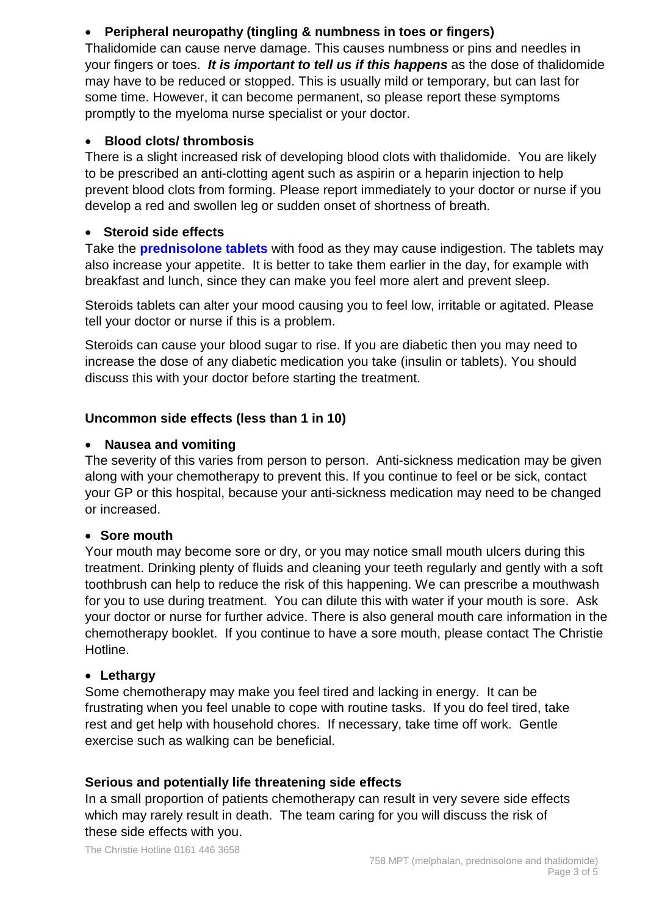- **Peripheral neuropathy (tingling & numbness in toes or fingers)**

Thalidomide can cause nerve damage. This causes numbness or pins and needles in your fingers or toes. ***It is important to tell us if this happens*** as the dose of thalidomide may have to be reduced or stopped. This is usually mild or temporary, but can last for some time. However, it can become permanent, so please report these symptoms promptly to the myeloma nurse specialist or your doctor.

- **Blood clots/ thrombosis**

There is a slight increased risk of developing blood clots with thalidomide. You are likely to be prescribed an anti-clotting agent such as aspirin or a heparin injection to help prevent blood clots from forming. Please report immediately to your doctor or nurse if you develop a red and swollen leg or sudden onset of shortness of breath.

- **Steroid side effects**

Take the **prednisolone tablets** with food as they may cause indigestion. The tablets may also increase your appetite. It is better to take them earlier in the day, for example with breakfast and lunch, since they can make you feel more alert and prevent sleep.

Steroids tablets can alter your mood causing you to feel low, irritable or agitated. Please tell your doctor or nurse if this is a problem.

Steroids can cause your blood sugar to rise. If you are diabetic then you may need to increase the dose of any diabetic medication you take (insulin or tablets). You should discuss this with your doctor before starting the treatment.

### Uncommon side effects (less than 1 in 10)

- **Nausea and vomiting**

The severity of this varies from person to person. Anti-sickness medication may be given along with your chemotherapy to prevent this. If you continue to feel or be sick, contact your GP or this hospital, because your anti-sickness medication may need to be changed or increased.

- **Sore mouth**

Your mouth may become sore or dry, or you may notice small mouth ulcers during this treatment. Drinking plenty of fluids and cleaning your teeth regularly and gently with a soft toothbrush can help to reduce the risk of this happening. We can prescribe a mouthwash for you to use during treatment. You can dilute this with water if your mouth is sore. Ask your doctor or nurse for further advice. There is also general mouth care information in the chemotherapy booklet. If you continue to have a sore mouth, please contact The Christie Hotline.

- **Lethargy**

Some chemotherapy may make you feel tired and lacking in energy. It can be frustrating when you feel unable to cope with routine tasks. If you do feel tired, take rest and get help with household chores. If necessary, take time off work. Gentle exercise such as walking can be beneficial.

### Serious and potentially life threatening side effects

In a small proportion of patients chemotherapy can result in very severe side effects which may rarely result in death. The team caring for you will discuss the risk of these side effects with you.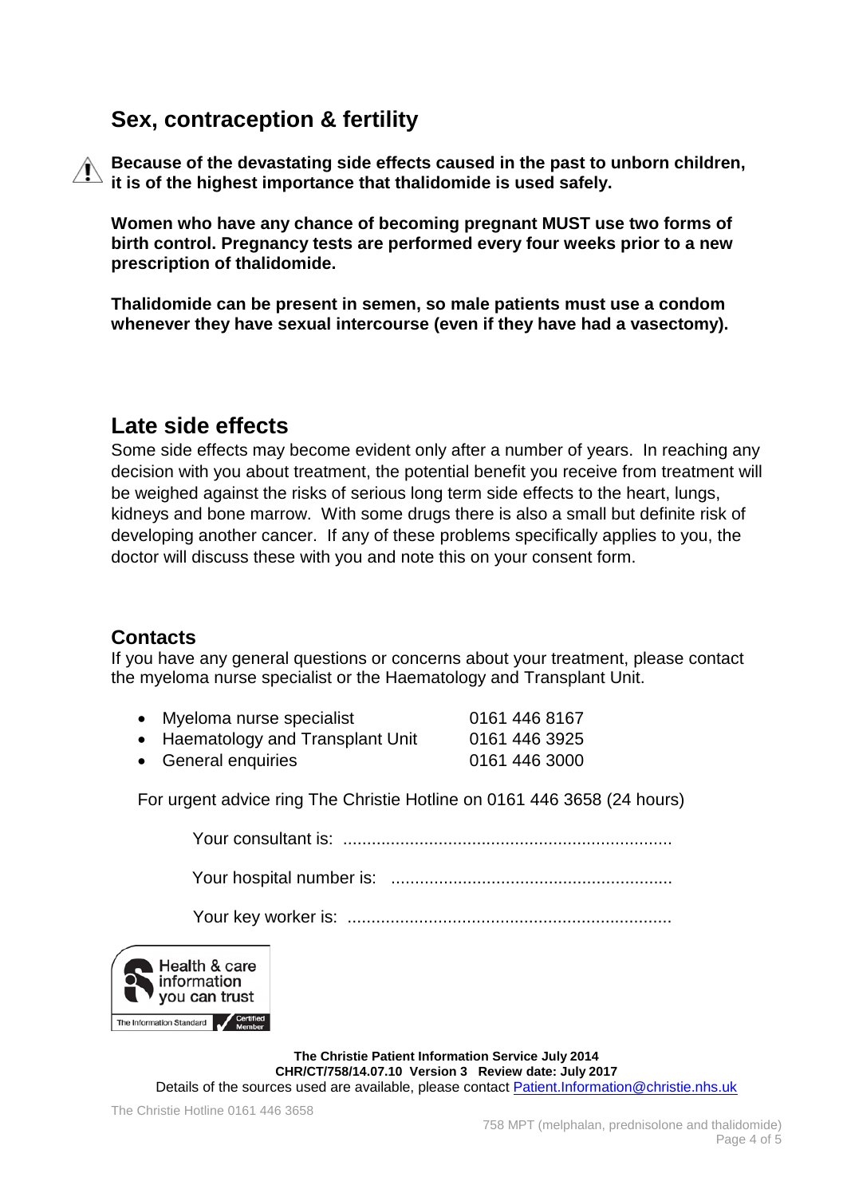## Sex, contraception & fertility

⚠ **Because of the devastating side effects caused in the past to unborn children, it is of the highest importance that thalidomide is used safely.**

**Women who have any chance of becoming pregnant MUST use two forms of birth control. Pregnancy tests are performed every four weeks prior to a new prescription of thalidomide.**

**Thalidomide can be present in semen, so male patients must use a condom whenever they have sexual intercourse (even if they have had a vasectomy).**

## Late side effects

Some side effects may become evident only after a number of years. In reaching any decision with you about treatment, the potential benefit you receive from treatment will be weighed against the risks of serious long term side effects to the heart, lungs, kidneys and bone marrow. With some drugs there is also a small but definite risk of developing another cancer. If any of these problems specifically applies to you, the doctor will discuss these with you and note this on your consent form.

### Contacts

If you have any general questions or concerns about your treatment, please contact the myeloma nurse specialist or the Haematology and Transplant Unit.

- Myeloma nurse specialist 0161 446 8167
- Haematology and Transplant Unit 0161 446 3925
- General enquiries 0161 446 3000

For urgent advice ring The Christie Hotline on 0161 446 3658 (24 hours)

Your consultant is: ....................................................................

Your hospital number is: ..........................................................

Your key worker is: ...................................................................

Health & care information you can trust — The Information Standard — Certified Member

**The Christie Patient Information Service July 2014**
**CHR/CT/758/14.07.10 Version 3 Review date: July 2017**
Details of the sources used are available, please contact Patient.Information@christie.nhs.uk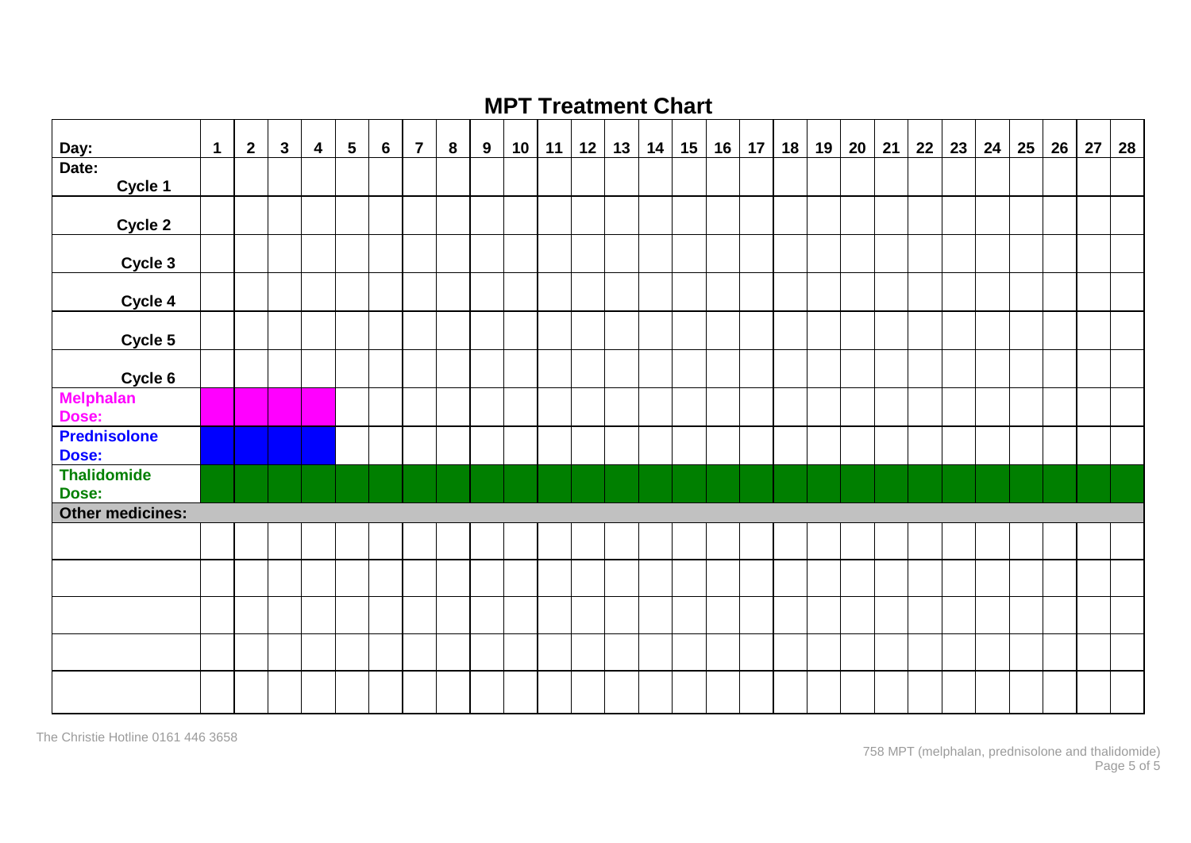## MPT Treatment Chart

| Day: | 1 | 2 | 3 | 4 | 5 | 6 | 7 | 8 | 9 | 10 | 11 | 12 | 13 | 14 | 15 | 16 | 17 | 18 | 19 | 20 | 21 | 22 | 23 | 24 | 25 | 26 | 27 | 28 |
|---|---|---|---|---|---|---|---|---|---|---|---|---|---|---|---|---|---|---|---|---|---|---|---|---|---|---|---|---|
| Date: Cycle 1 | | | | | | | | | | | | | | | | | | | | | | | | | | | | |
| Cycle 2 | | | | | | | | | | | | | | | | | | | | | | | | | | | | |
| Cycle 3 | | | | | | | | | | | | | | | | | | | | | | | | | | | | |
| Cycle 4 | | | | | | | | | | | | | | | | | | | | | | | | | | | | |
| Cycle 5 | | | | | | | | | | | | | | | | | | | | | | | | | | | | |
| Cycle 6 | | | | | | | | | | | | | | | | | | | | | | | | | | | | |
| Melphalan Dose: | | | | | | | | | | | | | | | | | | | | | | | | | | | | |
| Prednisolone Dose: | | | | | | | | | | | | | | | | | | | | | | | | | | | | |
| Thalidomide Dose: | | | | | | | | | | | | | | | | | | | | | | | | | | | | |
| **Other medicines:** | | | | | | | | | | | | | | | | | | | | | | | | | | | | |
| | | | | | | | | | | | | | | | | | | | | | | | | | | | | |
| | | | | | | | | | | | | | | | | | | | | | | | | | | | | |
| | | | | | | | | | | | | | | | | | | | | | | | | | | | | |
| | | | | | | | | | | | | | | | | | | | | | | | | | | | | |
| | | | | | | | | | | | | | | | | | | | | | | | | | | | | |

The Christie Hotline 0161 446 3658

758 MPT (melphalan, prednisolone and thalidomide)